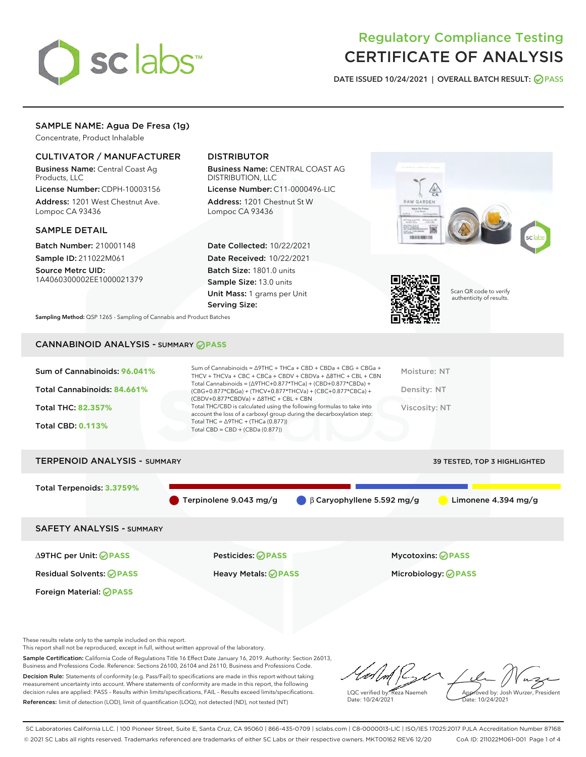# Regulatory Compliance Testing
# CERTIFICATE OF ANALYSIS

DATE ISSUED 10/24/2021 | OVERALL BATCH RESULT: PASS

## SAMPLE NAME: Agua De Fresa (1g)

Concentrate, Product Inhalable

### CULTIVATOR / MANUFACTURER

**Business Name:** Central Coast Ag Products, LLC
**License Number:** CDPH-10003156
**Address:** 1201 West Chestnut Ave. Lompoc CA 93436

### DISTRIBUTOR

**Business Name:** CENTRAL COAST AG DISTRIBUTION, LLC
**License Number:** C11-0000496-LIC
**Address:** 1201 Chestnut St W Lompoc CA 93436

### SAMPLE DETAIL

**Batch Number:** 210001148
**Sample ID:** 211022M061
**Source Metrc UID:** 1A4060300002EE1000021379

**Date Collected:** 10/22/2021
**Date Received:** 10/22/2021
**Batch Size:** 1801.0 units
**Sample Size:** 13.0 units
**Unit Mass:** 1 grams per Unit
**Serving Size:**

**Sampling Method:** QSP 1265 - Sampling of Cannabis and Product Batches

Scan QR code to verify authenticity of results.

## CANNABINOID ANALYSIS - SUMMARY PASS

**Sum of Cannabinoids:** 96.041%
**Total Cannabinoids:** 84.661%
**Total THC:** 82.357%
**Total CBD:** 0.113%

Sum of Cannabinoids = Δ9THC + THCa + CBD + CBDa + CBG + CBGa + THCV + THCVa + CBC + CBCa + CBDV + CBDVa + Δ8THC + CBL + CBN
Total Cannabinoids = (Δ9THC+0.877*THCa) + (CBD+0.877*CBDa) + (CBG+0.877*CBGa) + (THCV+0.877*THCVa) + (CBC+0.877*CBCa) + (CBDV+0.877*CBDVa) + Δ8THC + CBL + CBN
Total THC/CBD is calculated using the following formulas to take into account the loss of a carboxyl group during the decarboxylation step:
Total THC = Δ9THC + (THCa (0.877))
Total CBD = CBD + (CBDa (0.877))

Moisture: NT
Density: NT
Viscosity: NT

## TERPENOID ANALYSIS - SUMMARY

39 TESTED, TOP 3 HIGHLIGHTED

**Total Terpenoids:** 3.3759%

- Terpinolene 9.043 mg/g
- β Caryophyllene 5.592 mg/g
- Limonene 4.394 mg/g

## SAFETY ANALYSIS - SUMMARY

| | | |
|---|---|---|
| Δ9THC per Unit: PASS | Pesticides: PASS | Mycotoxins: PASS |
| Residual Solvents: PASS | Heavy Metals: PASS | Microbiology: PASS |
| Foreign Material: PASS | | |

These results relate only to the sample included on this report.
This report shall not be reproduced, except in full, without written approval of the laboratory.

**Sample Certification:** California Code of Regulations Title 16 Effect Date January 16, 2019. Authority: Section 26013, Business and Professions Code. Reference: Sections 26100, 26104 and 26110, Business and Professions Code.

**Decision Rule:** Statements of conformity (e.g. Pass/Fail) to specifications are made in this report without taking measurement uncertainty into account. Where statements of conformity are made in this report, the following decision rules are applied: PASS – Results within limits/specifications, FAIL – Results exceed limits/specifications.

**References:** limit of detection (LOD), limit of quantification (LOQ), not detected (ND), not tested (NT)

LQC verified by: Reza Naemeh
Date: 10/24/2021

Approved by: Josh Wurzer, President
Date: 10/24/2021

SC Laboratories California LLC. | 100 Pioneer Street, Suite E, Santa Cruz, CA 95060 | 866-435-0709 | sclabs.com | C8-0000013-LIC | ISO/IES 17025:2017 PJLA Accreditation Number 87168
© 2021 SC Labs all rights reserved. Trademarks referenced are trademarks of either SC Labs or their respective owners. MKT00162 REV6 12/20 CoA ID: 211022M061-001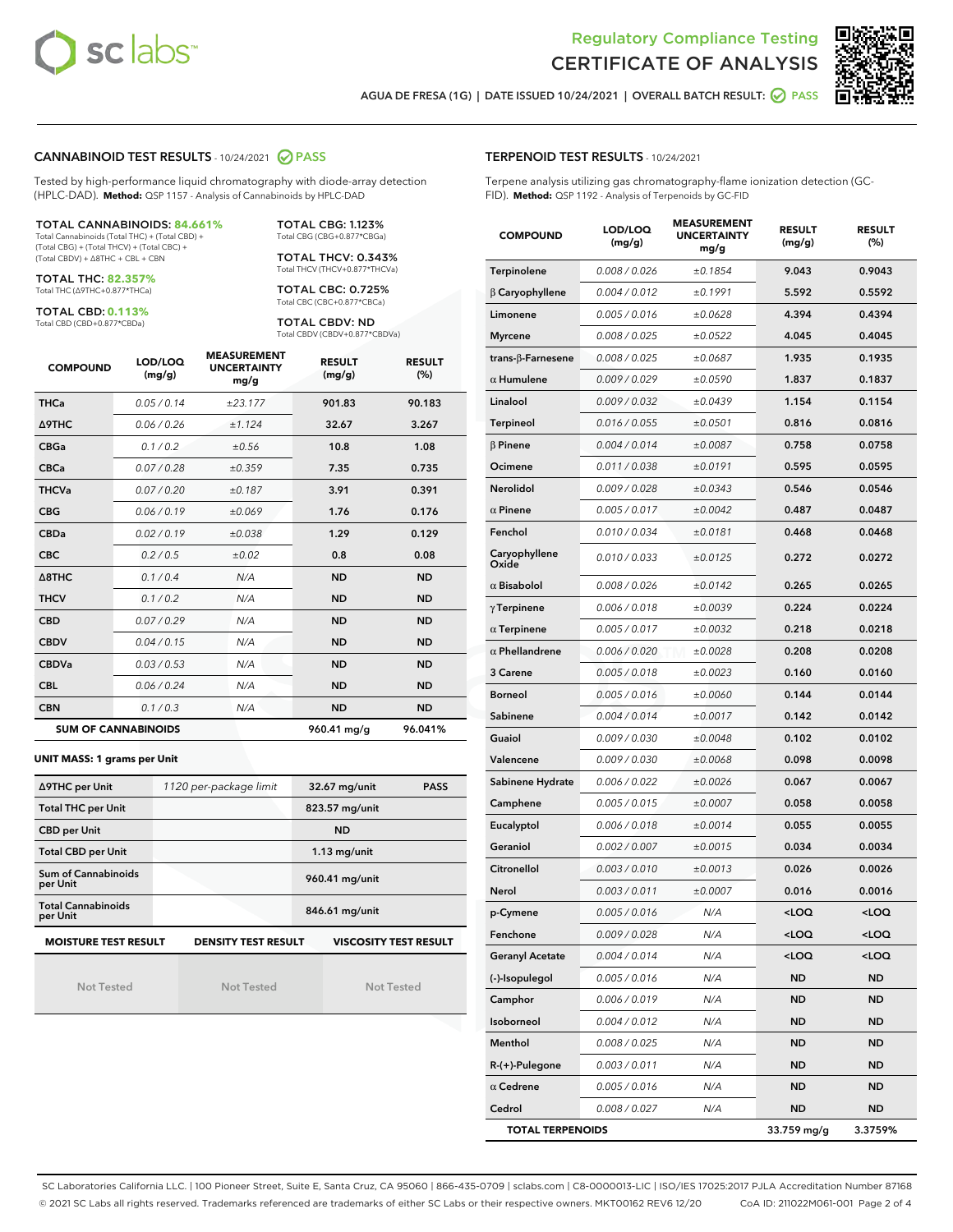# Regulatory Compliance Testing
# CERTIFICATE OF ANALYSIS

AGUA DE FRESA (1G) | DATE ISSUED 10/24/2021 | OVERALL BATCH RESULT: PASS

## CANNABINOID TEST RESULTS - 10/24/2021 PASS

Tested by high-performance liquid chromatography with diode-array detection (HPLC-DAD). **Method:** QSP 1157 - Analysis of Cannabinoids by HPLC-DAD

**TOTAL CANNABINOIDS: 84.661%**
Total Cannabinoids (Total THC) + (Total CBD) + (Total CBG) + (Total THCV) + (Total CBC) + (Total CBDV) + Δ8THC + CBL + CBN

**TOTAL THC: 82.357%**
Total THC (Δ9THC+0.877*THCa)

**TOTAL CBD: 0.113%**
Total CBD (CBD+0.877*CBDa)

**TOTAL CBG: 1.123%**
Total CBG (CBG+0.877*CBGa)

**TOTAL THCV: 0.343%**
Total THCV (THCV+0.877*THCVa)

**TOTAL CBC: 0.725%**
Total CBC (CBC+0.877*CBCa)

**TOTAL CBDV: ND**
Total CBDV (CBDV+0.877*CBDVa)

| COMPOUND | LOD/LOQ (mg/g) | MEASUREMENT UNCERTAINTY mg/g | RESULT (mg/g) | RESULT (%) |
|---|---|---|---|---|
| THCa | 0.05 / 0.14 | ±23.177 | 901.83 | 90.183 |
| Δ9THC | 0.06 / 0.26 | ±1.124 | 32.67 | 3.267 |
| CBGa | 0.1 / 0.2 | ±0.56 | 10.8 | 1.08 |
| CBCa | 0.07 / 0.28 | ±0.359 | 7.35 | 0.735 |
| THCVa | 0.07 / 0.20 | ±0.187 | 3.91 | 0.391 |
| CBG | 0.06 / 0.19 | ±0.069 | 1.76 | 0.176 |
| CBDa | 0.02 / 0.19 | ±0.038 | 1.29 | 0.129 |
| CBC | 0.2 / 0.5 | ±0.02 | 0.8 | 0.08 |
| Δ8THC | 0.1 / 0.4 | N/A | ND | ND |
| THCV | 0.1 / 0.2 | N/A | ND | ND |
| CBD | 0.07 / 0.29 | N/A | ND | ND |
| CBDV | 0.04 / 0.15 | N/A | ND | ND |
| CBDVa | 0.03 / 0.53 | N/A | ND | ND |
| CBL | 0.06 / 0.24 | N/A | ND | ND |
| CBN | 0.1 / 0.3 | N/A | ND | ND |
| **SUM OF CANNABINOIDS** | | | **960.41 mg/g** | **96.041%** |

**UNIT MASS: 1 grams per Unit**

| | | | |
|---|---|---|---|
| Δ9THC per Unit | 1120 per-package limit | 32.67 mg/unit | PASS |
| Total THC per Unit | | 823.57 mg/unit | |
| CBD per Unit | | ND | |
| Total CBD per Unit | | 1.13 mg/unit | |
| Sum of Cannabinoids per Unit | | 960.41 mg/unit | |
| Total Cannabinoids per Unit | | 846.61 mg/unit | |

| MOISTURE TEST RESULT | DENSITY TEST RESULT | VISCOSITY TEST RESULT |
|---|---|---|
| Not Tested | Not Tested | Not Tested |

## TERPENOID TEST RESULTS - 10/24/2021

Terpene analysis utilizing gas chromatography-flame ionization detection (GC-FID). **Method:** QSP 1192 - Analysis of Terpenoids by GC-FID

| COMPOUND | LOD/LOQ (mg/g) | MEASUREMENT UNCERTAINTY mg/g | RESULT (mg/g) | RESULT (%) |
|---|---|---|---|---|
| Terpinolene | 0.008 / 0.026 | ±0.1854 | 9.043 | 0.9043 |
| β Caryophyllene | 0.004 / 0.012 | ±0.1991 | 5.592 | 0.5592 |
| Limonene | 0.005 / 0.016 | ±0.0628 | 4.394 | 0.4394 |
| Myrcene | 0.008 / 0.025 | ±0.0522 | 4.045 | 0.4045 |
| trans-β-Farnesene | 0.008 / 0.025 | ±0.0687 | 1.935 | 0.1935 |
| α Humulene | 0.009 / 0.029 | ±0.0590 | 1.837 | 0.1837 |
| Linalool | 0.009 / 0.032 | ±0.0439 | 1.154 | 0.1154 |
| Terpineol | 0.016 / 0.055 | ±0.0501 | 0.816 | 0.0816 |
| β Pinene | 0.004 / 0.014 | ±0.0087 | 0.758 | 0.0758 |
| Ocimene | 0.011 / 0.038 | ±0.0191 | 0.595 | 0.0595 |
| Nerolidol | 0.009 / 0.028 | ±0.0343 | 0.546 | 0.0546 |
| α Pinene | 0.005 / 0.017 | ±0.0042 | 0.487 | 0.0487 |
| Fenchol | 0.010 / 0.034 | ±0.0181 | 0.468 | 0.0468 |
| Caryophyllene Oxide | 0.010 / 0.033 | ±0.0125 | 0.272 | 0.0272 |
| α Bisabolol | 0.008 / 0.026 | ±0.0142 | 0.265 | 0.0265 |
| γ Terpinene | 0.006 / 0.018 | ±0.0039 | 0.224 | 0.0224 |
| α Terpinene | 0.005 / 0.017 | ±0.0032 | 0.218 | 0.0218 |
| α Phellandrene | 0.006 / 0.020 | ±0.0028 | 0.208 | 0.0208 |
| 3 Carene | 0.005 / 0.018 | ±0.0023 | 0.160 | 0.0160 |
| Borneol | 0.005 / 0.016 | ±0.0060 | 0.144 | 0.0144 |
| Sabinene | 0.004 / 0.014 | ±0.0017 | 0.142 | 0.0142 |
| Guaiol | 0.009 / 0.030 | ±0.0048 | 0.102 | 0.0102 |
| Valencene | 0.009 / 0.030 | ±0.0068 | 0.098 | 0.0098 |
| Sabinene Hydrate | 0.006 / 0.022 | ±0.0026 | 0.067 | 0.0067 |
| Camphene | 0.005 / 0.015 | ±0.0007 | 0.058 | 0.0058 |
| Eucalyptol | 0.006 / 0.018 | ±0.0014 | 0.055 | 0.0055 |
| Geraniol | 0.002 / 0.007 | ±0.0015 | 0.034 | 0.0034 |
| Citronellol | 0.003 / 0.010 | ±0.0013 | 0.026 | 0.0026 |
| Nerol | 0.003 / 0.011 | ±0.0007 | 0.016 | 0.0016 |
| p-Cymene | 0.005 / 0.016 | N/A | <LOQ | <LOQ |
| Fenchone | 0.009 / 0.028 | N/A | <LOQ | <LOQ |
| Geranyl Acetate | 0.004 / 0.014 | N/A | <LOQ | <LOQ |
| (-)-Isopulegol | 0.005 / 0.016 | N/A | ND | ND |
| Camphor | 0.006 / 0.019 | N/A | ND | ND |
| Isoborneol | 0.004 / 0.012 | N/A | ND | ND |
| Menthol | 0.008 / 0.025 | N/A | ND | ND |
| R-(+)-Pulegone | 0.003 / 0.011 | N/A | ND | ND |
| α Cedrene | 0.005 / 0.016 | N/A | ND | ND |
| Cedrol | 0.008 / 0.027 | N/A | ND | ND |
| **TOTAL TERPENOIDS** | | | **33.759 mg/g** | **3.3759%** |

SC Laboratories California LLC. | 100 Pioneer Street, Suite E, Santa Cruz, CA 95060 | 866-435-0709 | sclabs.com | C8-0000013-LIC | ISO/IES 17025:2017 PJLA Accreditation Number 87168
© 2021 SC Labs all rights reserved. Trademarks referenced are trademarks of either SC Labs or their respective owners. MKT00162 REV6 12/20 CoA ID: 211022M061-001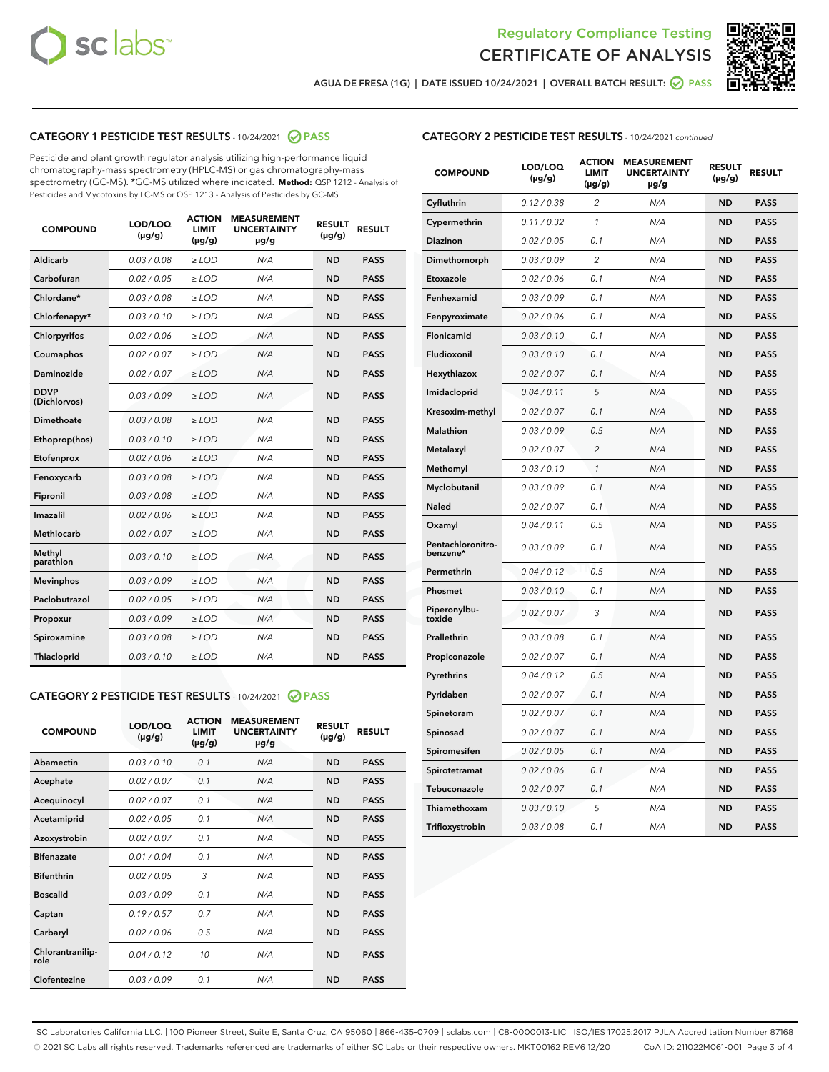Regulatory Compliance Testing

# CERTIFICATE OF ANALYSIS

AGUA DE FRESA (1G) | DATE ISSUED 10/24/2021 | OVERALL BATCH RESULT: PASS

## CATEGORY 1 PESTICIDE TEST RESULTS - 10/24/2021 PASS

Pesticide and plant growth regulator analysis utilizing high-performance liquid chromatography-mass spectrometry (HPLC-MS) or gas chromatography-mass spectrometry (GC-MS). *GC-MS utilized where indicated. **Method:** QSP 1212 - Analysis of Pesticides and Mycotoxins by LC-MS or QSP 1213 - Analysis of Pesticides by GC-MS

| COMPOUND | LOD/LOQ (µg/g) | ACTION LIMIT (µg/g) | MEASUREMENT UNCERTAINTY µg/g | RESULT (µg/g) | RESULT |
|---|---|---|---|---|---|
| Aldicarb | 0.03 / 0.08 | ≥ LOD | N/A | ND | PASS |
| Carbofuran | 0.02 / 0.05 | ≥ LOD | N/A | ND | PASS |
| Chlordane* | 0.03 / 0.08 | ≥ LOD | N/A | ND | PASS |
| Chlorfenapyr* | 0.03 / 0.10 | ≥ LOD | N/A | ND | PASS |
| Chlorpyrifos | 0.02 / 0.06 | ≥ LOD | N/A | ND | PASS |
| Coumaphos | 0.02 / 0.07 | ≥ LOD | N/A | ND | PASS |
| Daminozide | 0.02 / 0.07 | ≥ LOD | N/A | ND | PASS |
| DDVP (Dichlorvos) | 0.03 / 0.09 | ≥ LOD | N/A | ND | PASS |
| Dimethoate | 0.03 / 0.08 | ≥ LOD | N/A | ND | PASS |
| Ethoprop(hos) | 0.03 / 0.10 | ≥ LOD | N/A | ND | PASS |
| Etofenprox | 0.02 / 0.06 | ≥ LOD | N/A | ND | PASS |
| Fenoxycarb | 0.03 / 0.08 | ≥ LOD | N/A | ND | PASS |
| Fipronil | 0.03 / 0.08 | ≥ LOD | N/A | ND | PASS |
| Imazalil | 0.02 / 0.06 | ≥ LOD | N/A | ND | PASS |
| Methiocarb | 0.02 / 0.07 | ≥ LOD | N/A | ND | PASS |
| Methyl parathion | 0.03 / 0.10 | ≥ LOD | N/A | ND | PASS |
| Mevinphos | 0.03 / 0.09 | ≥ LOD | N/A | ND | PASS |
| Paclobutrazol | 0.02 / 0.05 | ≥ LOD | N/A | ND | PASS |
| Propoxur | 0.03 / 0.09 | ≥ LOD | N/A | ND | PASS |
| Spiroxamine | 0.03 / 0.08 | ≥ LOD | N/A | ND | PASS |
| Thiacloprid | 0.03 / 0.10 | ≥ LOD | N/A | ND | PASS |

## CATEGORY 2 PESTICIDE TEST RESULTS - 10/24/2021 PASS

| COMPOUND | LOD/LOQ (µg/g) | ACTION LIMIT (µg/g) | MEASUREMENT UNCERTAINTY µg/g | RESULT (µg/g) | RESULT |
|---|---|---|---|---|---|
| Abamectin | 0.03 / 0.10 | 0.1 | N/A | ND | PASS |
| Acephate | 0.02 / 0.07 | 0.1 | N/A | ND | PASS |
| Acequinocyl | 0.02 / 0.07 | 0.1 | N/A | ND | PASS |
| Acetamiprid | 0.02 / 0.05 | 0.1 | N/A | ND | PASS |
| Azoxystrobin | 0.02 / 0.07 | 0.1 | N/A | ND | PASS |
| Bifenazate | 0.01 / 0.04 | 0.1 | N/A | ND | PASS |
| Bifenthrin | 0.02 / 0.05 | 3 | N/A | ND | PASS |
| Boscalid | 0.03 / 0.09 | 0.1 | N/A | ND | PASS |
| Captan | 0.19 / 0.57 | 0.7 | N/A | ND | PASS |
| Carbaryl | 0.02 / 0.06 | 0.5 | N/A | ND | PASS |
| Chlorantraniliprole | 0.04 / 0.12 | 10 | N/A | ND | PASS |
| Clofentezine | 0.03 / 0.09 | 0.1 | N/A | ND | PASS |
| Cyfluthrin | 0.12 / 0.38 | 2 | N/A | ND | PASS |
| Cypermethrin | 0.11 / 0.32 | 1 | N/A | ND | PASS |
| Diazinon | 0.02 / 0.05 | 0.1 | N/A | ND | PASS |
| Dimethomorph | 0.03 / 0.09 | 2 | N/A | ND | PASS |
| Etoxazole | 0.02 / 0.06 | 0.1 | N/A | ND | PASS |
| Fenhexamid | 0.03 / 0.09 | 0.1 | N/A | ND | PASS |
| Fenpyroximate | 0.02 / 0.06 | 0.1 | N/A | ND | PASS |
| Flonicamid | 0.03 / 0.10 | 0.1 | N/A | ND | PASS |
| Fludioxonil | 0.03 / 0.10 | 0.1 | N/A | ND | PASS |
| Hexythiazox | 0.02 / 0.07 | 0.1 | N/A | ND | PASS |
| Imidacloprid | 0.04 / 0.11 | 5 | N/A | ND | PASS |
| Kresoxim-methyl | 0.02 / 0.07 | 0.1 | N/A | ND | PASS |
| Malathion | 0.03 / 0.09 | 0.5 | N/A | ND | PASS |
| Metalaxyl | 0.02 / 0.07 | 2 | N/A | ND | PASS |
| Methomyl | 0.03 / 0.10 | 1 | N/A | ND | PASS |
| Myclobutanil | 0.03 / 0.09 | 0.1 | N/A | ND | PASS |
| Naled | 0.02 / 0.07 | 0.1 | N/A | ND | PASS |
| Oxamyl | 0.04 / 0.11 | 0.5 | N/A | ND | PASS |
| Pentachloronitrobenzene* | 0.03 / 0.09 | 0.1 | N/A | ND | PASS |
| Permethrin | 0.04 / 0.12 | 0.5 | N/A | ND | PASS |
| Phosmet | 0.03 / 0.10 | 0.1 | N/A | ND | PASS |
| Piperonylbutoxide | 0.02 / 0.07 | 3 | N/A | ND | PASS |
| Prallethrin | 0.03 / 0.08 | 0.1 | N/A | ND | PASS |
| Propiconazole | 0.02 / 0.07 | 0.1 | N/A | ND | PASS |
| Pyrethrins | 0.04 / 0.12 | 0.5 | N/A | ND | PASS |
| Pyridaben | 0.02 / 0.07 | 0.1 | N/A | ND | PASS |
| Spinetoram | 0.02 / 0.07 | 0.1 | N/A | ND | PASS |
| Spinosad | 0.02 / 0.07 | 0.1 | N/A | ND | PASS |
| Spiromesifen | 0.02 / 0.05 | 0.1 | N/A | ND | PASS |
| Spirotetramat | 0.02 / 0.06 | 0.1 | N/A | ND | PASS |
| Tebuconazole | 0.02 / 0.07 | 0.1 | N/A | ND | PASS |
| Thiamethoxam | 0.03 / 0.10 | 5 | N/A | ND | PASS |
| Trifloxystrobin | 0.03 / 0.08 | 0.1 | N/A | ND | PASS |

SC Laboratories California LLC. | 100 Pioneer Street, Suite E, Santa Cruz, CA 95060 | 866-435-0709 | sclabs.com | C8-0000013-LIC | ISO/IES 17025:2017 PJLA Accreditation Number 87168
© 2021 SC Labs all rights reserved. Trademarks referenced are trademarks of either SC Labs or their respective owners. MKT00162 REV6 12/20 CoA ID: 211022M061-001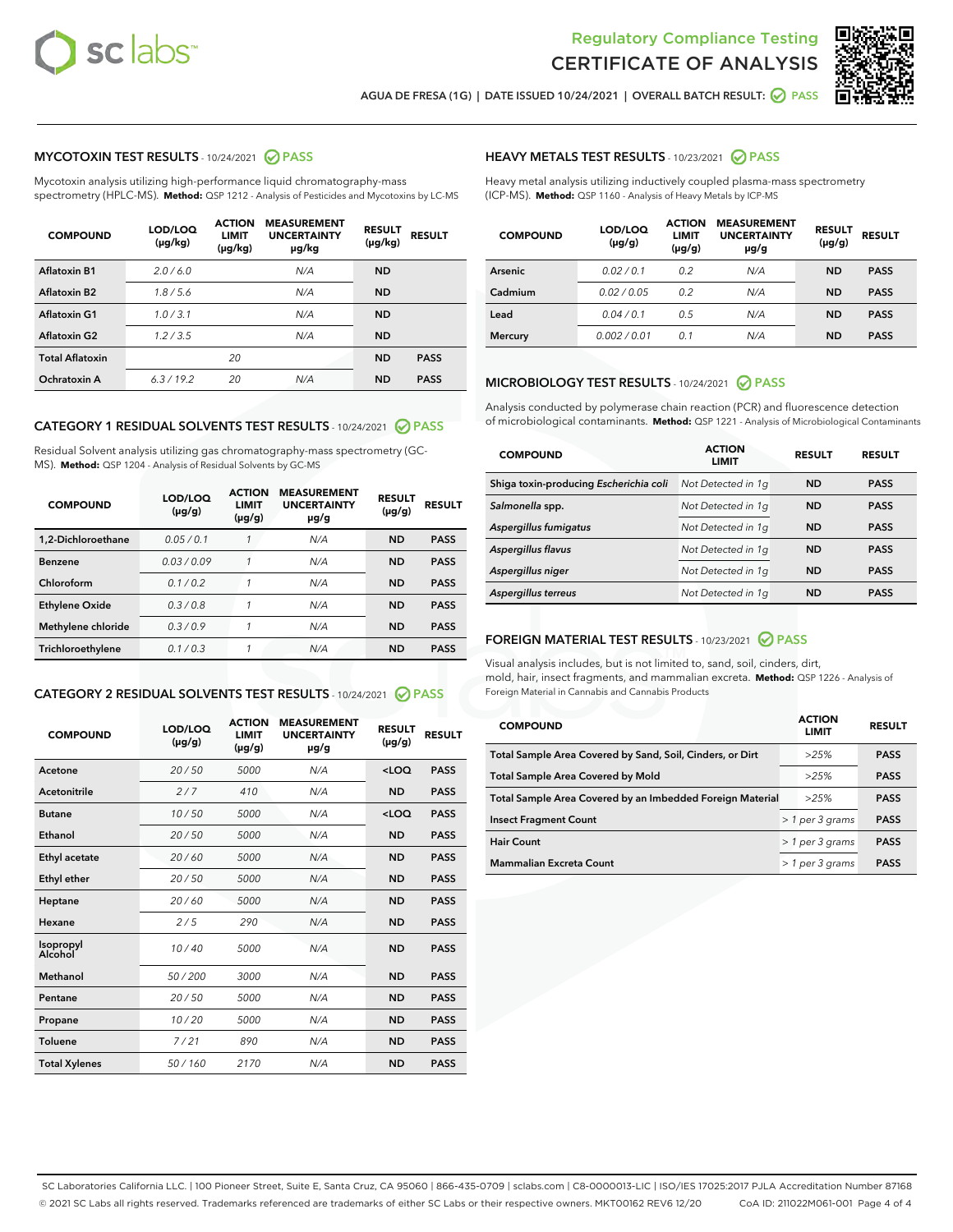Regulatory Compliance Testing
# CERTIFICATE OF ANALYSIS

AGUA DE FRESA (1G) | DATE ISSUED 10/24/2021 | OVERALL BATCH RESULT: PASS

## MYCOTOXIN TEST RESULTS - 10/24/2021 PASS

Mycotoxin analysis utilizing high-performance liquid chromatography-mass spectrometry (HPLC-MS). **Method:** QSP 1212 - Analysis of Pesticides and Mycotoxins by LC-MS

| COMPOUND | LOD/LOQ (µg/kg) | ACTION LIMIT (µg/kg) | MEASUREMENT UNCERTAINTY µg/kg | RESULT (µg/kg) | RESULT |
|---|---|---|---|---|---|
| Aflatoxin B1 | 2.0 / 6.0 | | N/A | ND | |
| Aflatoxin B2 | 1.8 / 5.6 | | N/A | ND | |
| Aflatoxin G1 | 1.0 / 3.1 | | N/A | ND | |
| Aflatoxin G2 | 1.2 / 3.5 | | N/A | ND | |
| Total Aflatoxin | | 20 | | ND | PASS |
| Ochratoxin A | 6.3 / 19.2 | 20 | N/A | ND | PASS |

## CATEGORY 1 RESIDUAL SOLVENTS TEST RESULTS - 10/24/2021 PASS

Residual Solvent analysis utilizing gas chromatography-mass spectrometry (GC-MS). **Method:** QSP 1204 - Analysis of Residual Solvents by GC-MS

| COMPOUND | LOD/LOQ (µg/g) | ACTION LIMIT (µg/g) | MEASUREMENT UNCERTAINTY µg/g | RESULT (µg/g) | RESULT |
|---|---|---|---|---|---|
| 1,2-Dichloroethane | 0.05 / 0.1 | 1 | N/A | ND | PASS |
| Benzene | 0.03 / 0.09 | 1 | N/A | ND | PASS |
| Chloroform | 0.1 / 0.2 | 1 | N/A | ND | PASS |
| Ethylene Oxide | 0.3 / 0.8 | 1 | N/A | ND | PASS |
| Methylene chloride | 0.3 / 0.9 | 1 | N/A | ND | PASS |
| Trichloroethylene | 0.1 / 0.3 | 1 | N/A | ND | PASS |

## CATEGORY 2 RESIDUAL SOLVENTS TEST RESULTS - 10/24/2021 PASS

| COMPOUND | LOD/LOQ (µg/g) | ACTION LIMIT (µg/g) | MEASUREMENT UNCERTAINTY µg/g | RESULT (µg/g) | RESULT |
|---|---|---|---|---|---|
| Acetone | 20 / 50 | 5000 | N/A | <LOQ | PASS |
| Acetonitrile | 2 / 7 | 410 | N/A | ND | PASS |
| Butane | 10 / 50 | 5000 | N/A | <LOQ | PASS |
| Ethanol | 20 / 50 | 5000 | N/A | ND | PASS |
| Ethyl acetate | 20 / 60 | 5000 | N/A | ND | PASS |
| Ethyl ether | 20 / 50 | 5000 | N/A | ND | PASS |
| Heptane | 20 / 60 | 5000 | N/A | ND | PASS |
| Hexane | 2 / 5 | 290 | N/A | ND | PASS |
| Isopropyl Alcohol | 10 / 40 | 5000 | N/A | ND | PASS |
| Methanol | 50 / 200 | 3000 | N/A | ND | PASS |
| Pentane | 20 / 50 | 5000 | N/A | ND | PASS |
| Propane | 10 / 20 | 5000 | N/A | ND | PASS |
| Toluene | 7 / 21 | 890 | N/A | ND | PASS |
| Total Xylenes | 50 / 160 | 2170 | N/A | ND | PASS |

## HEAVY METALS TEST RESULTS - 10/23/2021 PASS

Heavy metal analysis utilizing inductively coupled plasma-mass spectrometry (ICP-MS). **Method:** QSP 1160 - Analysis of Heavy Metals by ICP-MS

| COMPOUND | LOD/LOQ (µg/g) | ACTION LIMIT (µg/g) | MEASUREMENT UNCERTAINTY µg/g | RESULT (µg/g) | RESULT |
|---|---|---|---|---|---|
| Arsenic | 0.02 / 0.1 | 0.2 | N/A | ND | PASS |
| Cadmium | 0.02 / 0.05 | 0.2 | N/A | ND | PASS |
| Lead | 0.04 / 0.1 | 0.5 | N/A | ND | PASS |
| Mercury | 0.002 / 0.01 | 0.1 | N/A | ND | PASS |

## MICROBIOLOGY TEST RESULTS - 10/24/2021 PASS

Analysis conducted by polymerase chain reaction (PCR) and fluorescence detection of microbiological contaminants. **Method:** QSP 1221 - Analysis of Microbiological Contaminants

| COMPOUND | ACTION LIMIT | RESULT | RESULT |
|---|---|---|---|
| Shiga toxin-producing *Escherichia coli* | Not Detected in 1g | ND | PASS |
| *Salmonella* spp. | Not Detected in 1g | ND | PASS |
| *Aspergillus fumigatus* | Not Detected in 1g | ND | PASS |
| *Aspergillus flavus* | Not Detected in 1g | ND | PASS |
| *Aspergillus niger* | Not Detected in 1g | ND | PASS |
| *Aspergillus terreus* | Not Detected in 1g | ND | PASS |

## FOREIGN MATERIAL TEST RESULTS - 10/23/2021 PASS

Visual analysis includes, but is not limited to, sand, soil, cinders, dirt, mold, hair, insect fragments, and mammalian excreta. **Method:** QSP 1226 - Analysis of Foreign Material in Cannabis and Cannabis Products

| COMPOUND | ACTION LIMIT | RESULT |
|---|---|---|
| Total Sample Area Covered by Sand, Soil, Cinders, or Dirt | >25% | PASS |
| Total Sample Area Covered by Mold | >25% | PASS |
| Total Sample Area Covered by an Imbedded Foreign Material | >25% | PASS |
| Insect Fragment Count | > 1 per 3 grams | PASS |
| Hair Count | > 1 per 3 grams | PASS |
| Mammalian Excreta Count | > 1 per 3 grams | PASS |

SC Laboratories California LLC. | 100 Pioneer Street, Suite E, Santa Cruz, CA 95060 | 866-435-0709 | sclabs.com | C8-0000013-LIC | ISO/IES 17025:2017 PJLA Accreditation Number 87168
© 2021 SC Labs all rights reserved. Trademarks referenced are trademarks of either SC Labs or their respective owners. MKT00162 REV6 12/20 CoA ID: 211022M061-001